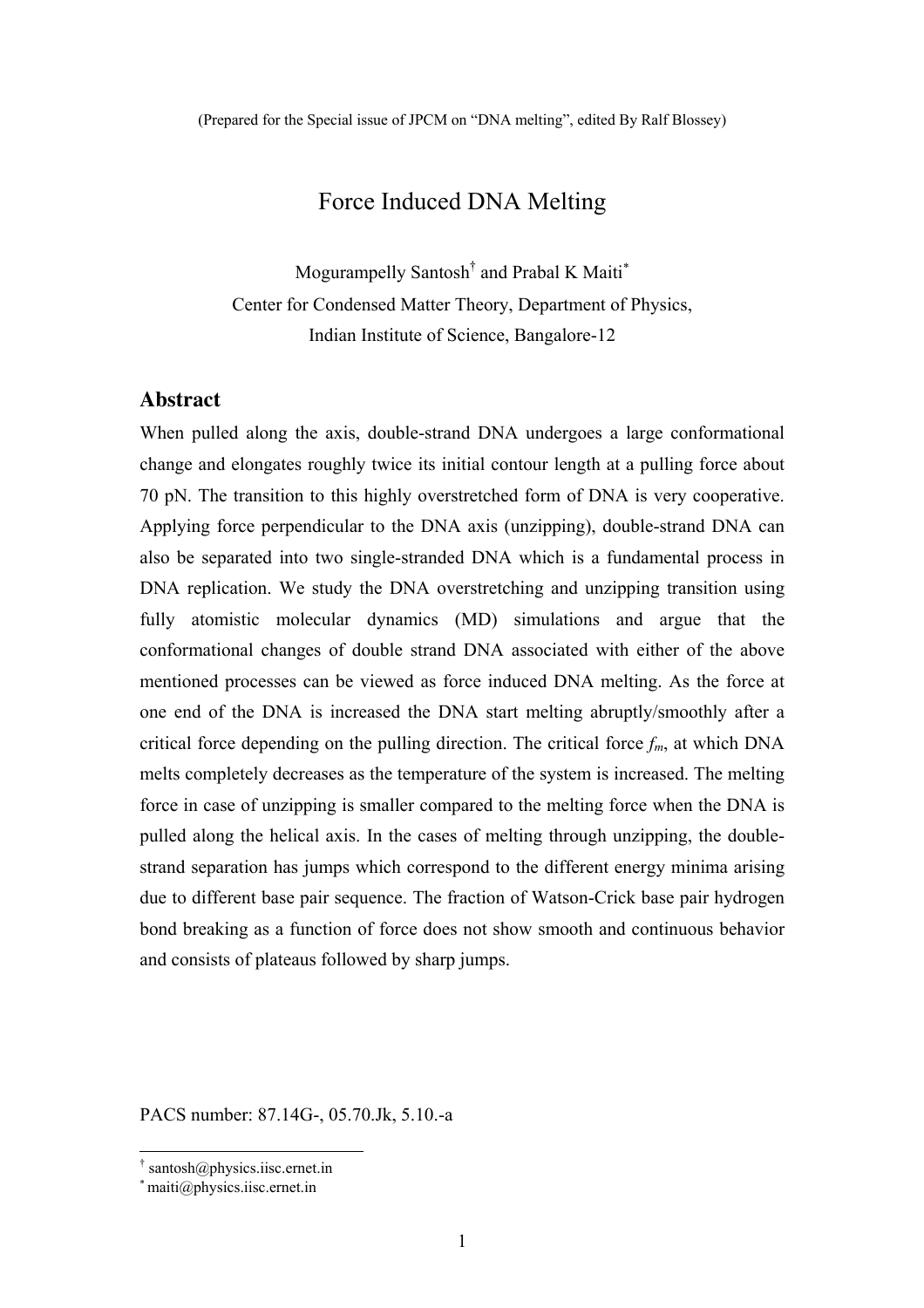(Prepared for the Special issue of JPCM on "DNA melting", edited By Ralf Blossey)

# Force Induced DNA Melting

Mogurampelly Santosh[†] and Prabal K Maiti[*]

Center for Condensed Matter Theory, Department of Physics,
Indian Institute of Science, Bangalore-12

## Abstract

When pulled along the axis, double-strand DNA undergoes a large conformational change and elongates roughly twice its initial contour length at a pulling force about 70 pN. The transition to this highly overstretched form of DNA is very cooperative. Applying force perpendicular to the DNA axis (unzipping), double-strand DNA can also be separated into two single-stranded DNA which is a fundamental process in DNA replication. We study the DNA overstretching and unzipping transition using fully atomistic molecular dynamics (MD) simulations and argue that the conformational changes of double strand DNA associated with either of the above mentioned processes can be viewed as force induced DNA melting. As the force at one end of the DNA is increased the DNA start melting abruptly/smoothly after a critical force depending on the pulling direction. The critical force $f_m$, at which DNA melts completely decreases as the temperature of the system is increased. The melting force in case of unzipping is smaller compared to the melting force when the DNA is pulled along the helical axis. In the cases of melting through unzipping, the double-strand separation has jumps which correspond to the different energy minima arising due to different base pair sequence. The fraction of Watson-Crick base pair hydrogen bond breaking as a function of force does not show smooth and continuous behavior and consists of plateaus followed by sharp jumps.

PACS number: 87.14G-, 05.70.Jk, 5.10.-a

[†] santosh@physics.iisc.ernet.in

[*] maiti@physics.iisc.ernet.in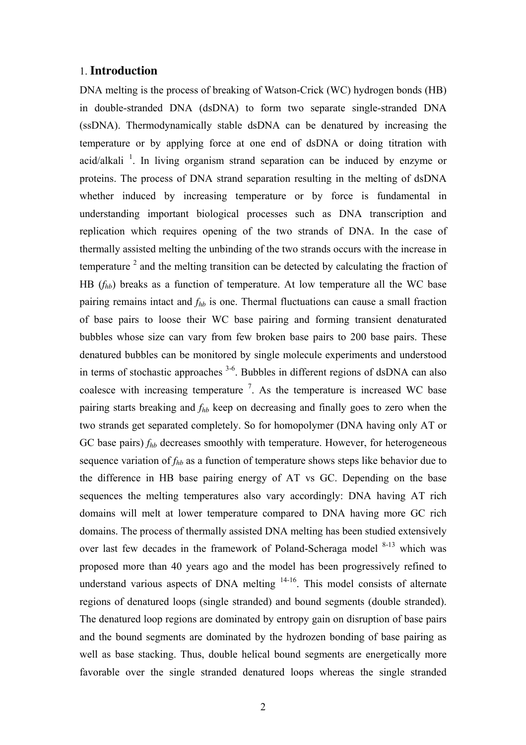## 1. **Introduction**

DNA melting is the process of breaking of Watson-Crick (WC) hydrogen bonds (HB) in double-stranded DNA (dsDNA) to form two separate single-stranded DNA (ssDNA). Thermodynamically stable dsDNA can be denatured by increasing the temperature or by applying force at one end of dsDNA or doing titration with acid/alkali [1]. In living organism strand separation can be induced by enzyme or proteins. The process of DNA strand separation resulting in the melting of dsDNA whether induced by increasing temperature or by force is fundamental in understanding important biological processes such as DNA transcription and replication which requires opening of the two strands of DNA. In the case of thermally assisted melting the unbinding of the two strands occurs with the increase in temperature [2] and the melting transition can be detected by calculating the fraction of HB ($f_{hb}$) breaks as a function of temperature. At low temperature all the WC base pairing remains intact and $f_{hb}$ is one. Thermal fluctuations can cause a small fraction of base pairs to loose their WC base pairing and forming transient denaturated bubbles whose size can vary from few broken base pairs to 200 base pairs. These denatured bubbles can be monitored by single molecule experiments and understood in terms of stochastic approaches [3-6]. Bubbles in different regions of dsDNA can also coalesce with increasing temperature [7]. As the temperature is increased WC base pairing starts breaking and $f_{hb}$ keep on decreasing and finally goes to zero when the two strands get separated completely. So for homopolymer (DNA having only AT or GC base pairs) $f_{hb}$ decreases smoothly with temperature. However, for heterogeneous sequence variation of $f_{hb}$ as a function of temperature shows steps like behavior due to the difference in HB base pairing energy of AT vs GC. Depending on the base sequences the melting temperatures also vary accordingly: DNA having AT rich domains will melt at lower temperature compared to DNA having more GC rich domains. The process of thermally assisted DNA melting has been studied extensively over last few decades in the framework of Poland-Scheraga model [8-13] which was proposed more than 40 years ago and the model has been progressively refined to understand various aspects of DNA melting [14-16]. This model consists of alternate regions of denatured loops (single stranded) and bound segments (double stranded). The denatured loop regions are dominated by entropy gain on disruption of base pairs and the bound segments are dominated by the hydrozen bonding of base pairing as well as base stacking. Thus, double helical bound segments are energetically more favorable over the single stranded denatured loops whereas the single stranded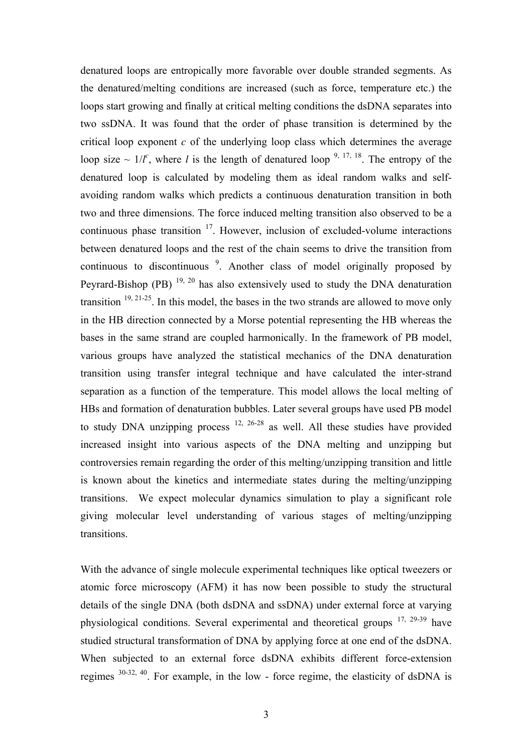denatured loops are entropically more favorable over double stranded segments. As the denatured/melting conditions are increased (such as force, temperature etc.) the loops start growing and finally at critical melting conditions the dsDNA separates into two ssDNA. It was found that the order of phase transition is determined by the critical loop exponent $c$ of the underlying loop class which determines the average loop size ~ $1/l^c$, where $l$ is the length of denatured loop [9, 17, 18]. The entropy of the denatured loop is calculated by modeling them as ideal random walks and self-avoiding random walks which predicts a continuous denaturation transition in both two and three dimensions. The force induced melting transition also observed to be a continuous phase transition [17]. However, inclusion of excluded-volume interactions between denatured loops and the rest of the chain seems to drive the transition from continuous to discontinuous [9]. Another class of model originally proposed by Peyrard-Bishop (PB) [19, 20] has also extensively used to study the DNA denaturation transition [19, 21-25]. In this model, the bases in the two strands are allowed to move only in the HB direction connected by a Morse potential representing the HB whereas the bases in the same strand are coupled harmonically. In the framework of PB model, various groups have analyzed the statistical mechanics of the DNA denaturation transition using transfer integral technique and have calculated the inter-strand separation as a function of the temperature. This model allows the local melting of HBs and formation of denaturation bubbles. Later several groups have used PB model to study DNA unzipping process [12, 26-28] as well. All these studies have provided increased insight into various aspects of the DNA melting and unzipping but controversies remain regarding the order of this melting/unzipping transition and little is known about the kinetics and intermediate states during the melting/unzipping transitions. We expect molecular dynamics simulation to play a significant role giving molecular level understanding of various stages of melting/unzipping transitions.

With the advance of single molecule experimental techniques like optical tweezers or atomic force microscopy (AFM) it has now been possible to study the structural details of the single DNA (both dsDNA and ssDNA) under external force at varying physiological conditions. Several experimental and theoretical groups [17, 29-39] have studied structural transformation of DNA by applying force at one end of the dsDNA. When subjected to an external force dsDNA exhibits different force-extension regimes [30-32, 40]. For example, in the low - force regime, the elasticity of dsDNA is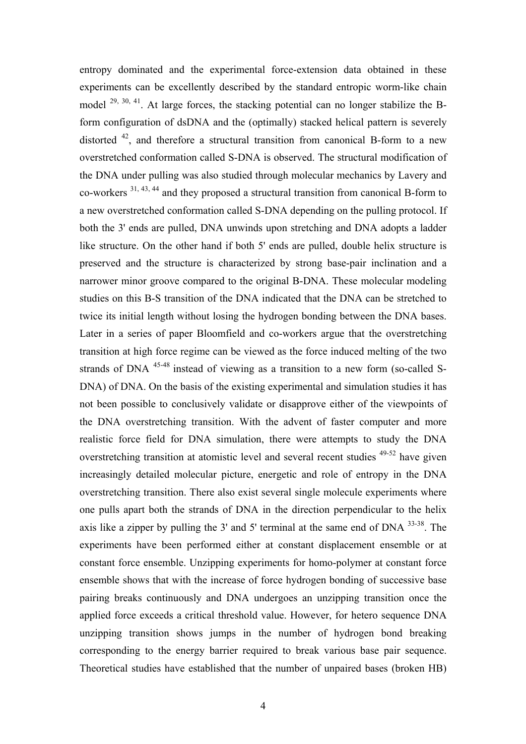entropy dominated and the experimental force-extension data obtained in these experiments can be excellently described by the standard entropic worm-like chain model [29, 30, 41]. At large forces, the stacking potential can no longer stabilize the B-form configuration of dsDNA and the (optimally) stacked helical pattern is severely distorted [42], and therefore a structural transition from canonical B-form to a new overstretched conformation called S-DNA is observed. The structural modification of the DNA under pulling was also studied through molecular mechanics by Lavery and co-workers [31, 43, 44] and they proposed a structural transition from canonical B-form to a new overstretched conformation called S-DNA depending on the pulling protocol. If both the 3' ends are pulled, DNA unwinds upon stretching and DNA adopts a ladder like structure. On the other hand if both 5' ends are pulled, double helix structure is preserved and the structure is characterized by strong base-pair inclination and a narrower minor groove compared to the original B-DNA. These molecular modeling studies on this B-S transition of the DNA indicated that the DNA can be stretched to twice its initial length without losing the hydrogen bonding between the DNA bases. Later in a series of paper Bloomfield and co-workers argue that the overstretching transition at high force regime can be viewed as the force induced melting of the two strands of DNA [45-48] instead of viewing as a transition to a new form (so-called S-DNA) of DNA. On the basis of the existing experimental and simulation studies it has not been possible to conclusively validate or disapprove either of the viewpoints of the DNA overstretching transition. With the advent of faster computer and more realistic force field for DNA simulation, there were attempts to study the DNA overstretching transition at atomistic level and several recent studies [49-52] have given increasingly detailed molecular picture, energetic and role of entropy in the DNA overstretching transition. There also exist several single molecule experiments where one pulls apart both the strands of DNA in the direction perpendicular to the helix axis like a zipper by pulling the 3' and 5' terminal at the same end of DNA [33-38]. The experiments have been performed either at constant displacement ensemble or at constant force ensemble. Unzipping experiments for homo-polymer at constant force ensemble shows that with the increase of force hydrogen bonding of successive base pairing breaks continuously and DNA undergoes an unzipping transition once the applied force exceeds a critical threshold value. However, for hetero sequence DNA unzipping transition shows jumps in the number of hydrogen bond breaking corresponding to the energy barrier required to break various base pair sequence. Theoretical studies have established that the number of unpaired bases (broken HB)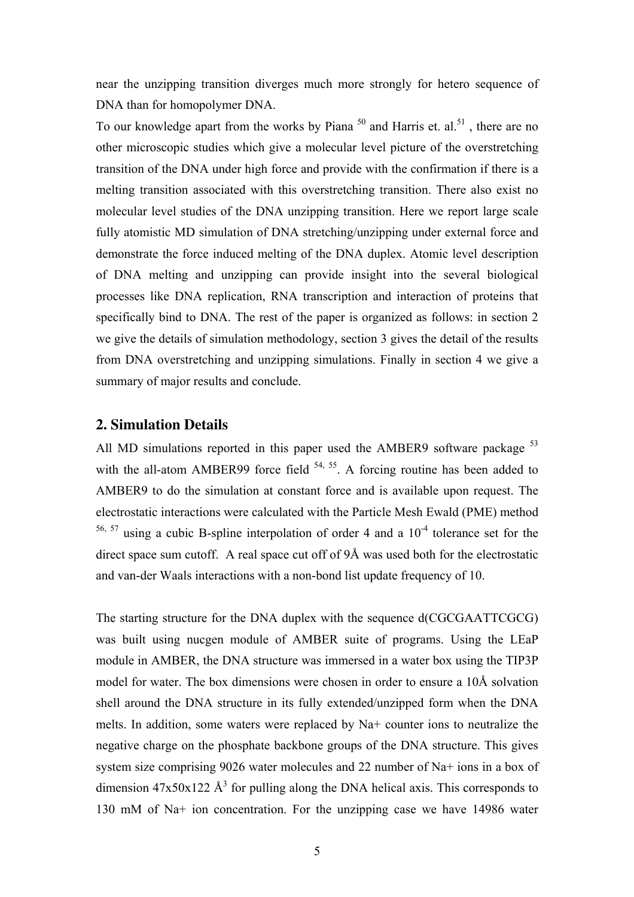near the unzipping transition diverges much more strongly for hetero sequence of DNA than for homopolymer DNA.

To our knowledge apart from the works by Piana [50] and Harris et. al.[51] , there are no other microscopic studies which give a molecular level picture of the overstretching transition of the DNA under high force and provide with the confirmation if there is a melting transition associated with this overstretching transition. There also exist no molecular level studies of the DNA unzipping transition. Here we report large scale fully atomistic MD simulation of DNA stretching/unzipping under external force and demonstrate the force induced melting of the DNA duplex. Atomic level description of DNA melting and unzipping can provide insight into the several biological processes like DNA replication, RNA transcription and interaction of proteins that specifically bind to DNA. The rest of the paper is organized as follows: in section 2 we give the details of simulation methodology, section 3 gives the detail of the results from DNA overstretching and unzipping simulations. Finally in section 4 we give a summary of major results and conclude.

## 2. Simulation Details

All MD simulations reported in this paper used the AMBER9 software package [53] with the all-atom AMBER99 force field [54, 55]. A forcing routine has been added to AMBER9 to do the simulation at constant force and is available upon request. The electrostatic interactions were calculated with the Particle Mesh Ewald (PME) method [56, 57] using a cubic B-spline interpolation of order 4 and a $10^{-4}$ tolerance set for the direct space sum cutoff. A real space cut off of 9Å was used both for the electrostatic and van-der Waals interactions with a non-bond list update frequency of 10.

The starting structure for the DNA duplex with the sequence d(CGCGAATTCGCG) was built using nucgen module of AMBER suite of programs. Using the LEaP module in AMBER, the DNA structure was immersed in a water box using the TIP3P model for water. The box dimensions were chosen in order to ensure a 10Å solvation shell around the DNA structure in its fully extended/unzipped form when the DNA melts. In addition, some waters were replaced by Na+ counter ions to neutralize the negative charge on the phosphate backbone groups of the DNA structure. This gives system size comprising 9026 water molecules and 22 number of Na+ ions in a box of dimension 47x50x122 $Å^3$ for pulling along the DNA helical axis. This corresponds to 130 mM of Na+ ion concentration. For the unzipping case we have 14986 water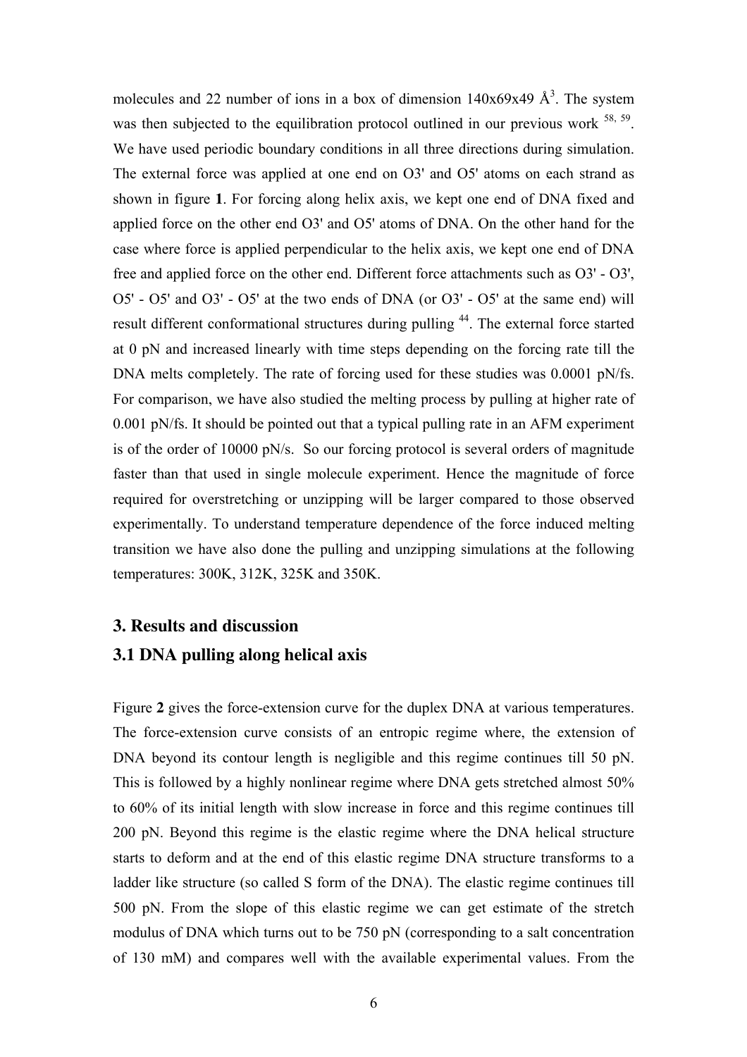molecules and 22 number of ions in a box of dimension 140x69x49 $Å^3$. The system was then subjected to the equilibration protocol outlined in our previous work [58, 59]. We have used periodic boundary conditions in all three directions during simulation. The external force was applied at one end on O3' and O5' atoms on each strand as shown in figure **1**. For forcing along helix axis, we kept one end of DNA fixed and applied force on the other end O3' and O5' atoms of DNA. On the other hand for the case where force is applied perpendicular to the helix axis, we kept one end of DNA free and applied force on the other end. Different force attachments such as O3' - O3', O5' - O5' and O3' - O5' at the two ends of DNA (or O3' - O5' at the same end) will result different conformational structures during pulling [44]. The external force started at 0 pN and increased linearly with time steps depending on the forcing rate till the DNA melts completely. The rate of forcing used for these studies was 0.0001 pN/fs. For comparison, we have also studied the melting process by pulling at higher rate of 0.001 pN/fs. It should be pointed out that a typical pulling rate in an AFM experiment is of the order of 10000 pN/s. So our forcing protocol is several orders of magnitude faster than that used in single molecule experiment. Hence the magnitude of force required for overstretching or unzipping will be larger compared to those observed experimentally. To understand temperature dependence of the force induced melting transition we have also done the pulling and unzipping simulations at the following temperatures: 300K, 312K, 325K and 350K.

## 3. Results and discussion

### 3.1 DNA pulling along helical axis

Figure **2** gives the force-extension curve for the duplex DNA at various temperatures. The force-extension curve consists of an entropic regime where, the extension of DNA beyond its contour length is negligible and this regime continues till 50 pN. This is followed by a highly nonlinear regime where DNA gets stretched almost 50% to 60% of its initial length with slow increase in force and this regime continues till 200 pN. Beyond this regime is the elastic regime where the DNA helical structure starts to deform and at the end of this elastic regime DNA structure transforms to a ladder like structure (so called S form of the DNA). The elastic regime continues till 500 pN. From the slope of this elastic regime we can get estimate of the stretch modulus of DNA which turns out to be 750 pN (corresponding to a salt concentration of 130 mM) and compares well with the available experimental values. From the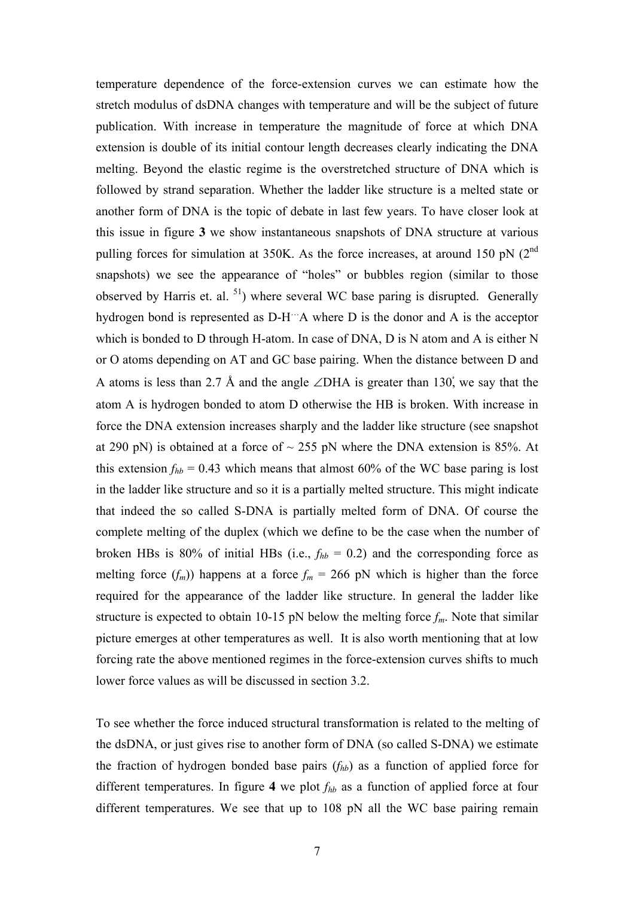temperature dependence of the force-extension curves we can estimate how the stretch modulus of dsDNA changes with temperature and will be the subject of future publication. With increase in temperature the magnitude of force at which DNA extension is double of its initial contour length decreases clearly indicating the DNA melting. Beyond the elastic regime is the overstretched structure of DNA which is followed by strand separation. Whether the ladder like structure is a melted state or another form of DNA is the topic of debate in last few years. To have closer look at this issue in figure **3** we show instantaneous snapshots of DNA structure at various pulling forces for simulation at 350K. As the force increases, at around 150 pN (2$^{nd}$ snapshots) we see the appearance of "holes" or bubbles region (similar to those observed by Harris et. al. [51]) where several WC base paring is disrupted. Generally hydrogen bond is represented as D-H···A where D is the donor and A is the acceptor which is bonded to D through H-atom. In case of DNA, D is N atom and A is either N or O atoms depending on AT and GC base pairing. When the distance between D and A atoms is less than 2.7 Å and the angle $\angle$DHA is greater than 130°, we say that the atom A is hydrogen bonded to atom D otherwise the HB is broken. With increase in force the DNA extension increases sharply and the ladder like structure (see snapshot at 290 pN) is obtained at a force of ~ 255 pN where the DNA extension is 85%. At this extension $f_{hb}$ = 0.43 which means that almost 60% of the WC base paring is lost in the ladder like structure and so it is a partially melted structure. This might indicate that indeed the so called S-DNA is partially melted form of DNA. Of course the complete melting of the duplex (which we define to be the case when the number of broken HBs is 80% of initial HBs (i.e., $f_{hb}$ = 0.2) and the corresponding force as melting force ($f_m$)) happens at a force $f_m$ = 266 pN which is higher than the force required for the appearance of the ladder like structure. In general the ladder like structure is expected to obtain 10-15 pN below the melting force $f_m$. Note that similar picture emerges at other temperatures as well. It is also worth mentioning that at low forcing rate the above mentioned regimes in the force-extension curves shifts to much lower force values as will be discussed in section 3.2.

To see whether the force induced structural transformation is related to the melting of the dsDNA, or just gives rise to another form of DNA (so called S-DNA) we estimate the fraction of hydrogen bonded base pairs ($f_{hb}$) as a function of applied force for different temperatures. In figure **4** we plot $f_{hb}$ as a function of applied force at four different temperatures. We see that up to 108 pN all the WC base pairing remain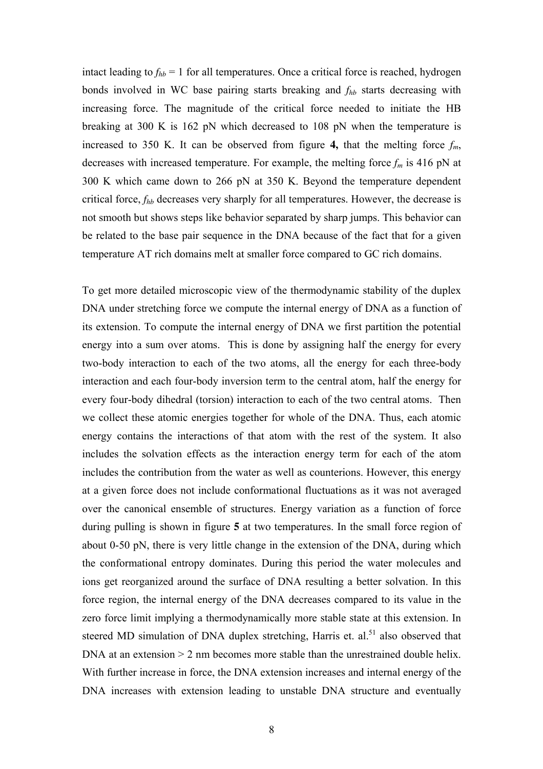intact leading to $f_{hb}$ = 1 for all temperatures. Once a critical force is reached, hydrogen bonds involved in WC base pairing starts breaking and $f_{hb}$ starts decreasing with increasing force. The magnitude of the critical force needed to initiate the HB breaking at 300 K is 162 pN which decreased to 108 pN when the temperature is increased to 350 K. It can be observed from figure **4,** that the melting force $f_m$, decreases with increased temperature. For example, the melting force $f_m$ is 416 pN at 300 K which came down to 266 pN at 350 K. Beyond the temperature dependent critical force, $f_{hb}$ decreases very sharply for all temperatures. However, the decrease is not smooth but shows steps like behavior separated by sharp jumps. This behavior can be related to the base pair sequence in the DNA because of the fact that for a given temperature AT rich domains melt at smaller force compared to GC rich domains.

To get more detailed microscopic view of the thermodynamic stability of the duplex DNA under stretching force we compute the internal energy of DNA as a function of its extension. To compute the internal energy of DNA we first partition the potential energy into a sum over atoms. This is done by assigning half the energy for every two-body interaction to each of the two atoms, all the energy for each three-body interaction and each four-body inversion term to the central atom, half the energy for every four-body dihedral (torsion) interaction to each of the two central atoms. Then we collect these atomic energies together for whole of the DNA. Thus, each atomic energy contains the interactions of that atom with the rest of the system. It also includes the solvation effects as the interaction energy term for each of the atom includes the contribution from the water as well as counterions. However, this energy at a given force does not include conformational fluctuations as it was not averaged over the canonical ensemble of structures. Energy variation as a function of force during pulling is shown in figure **5** at two temperatures. In the small force region of about 0-50 pN, there is very little change in the extension of the DNA, during which the conformational entropy dominates. During this period the water molecules and ions get reorganized around the surface of DNA resulting a better solvation. In this force region, the internal energy of the DNA decreases compared to its value in the zero force limit implying a thermodynamically more stable state at this extension. In steered MD simulation of DNA duplex stretching, Harris et. al.[51] also observed that DNA at an extension > 2 nm becomes more stable than the unrestrained double helix. With further increase in force, the DNA extension increases and internal energy of the DNA increases with extension leading to unstable DNA structure and eventually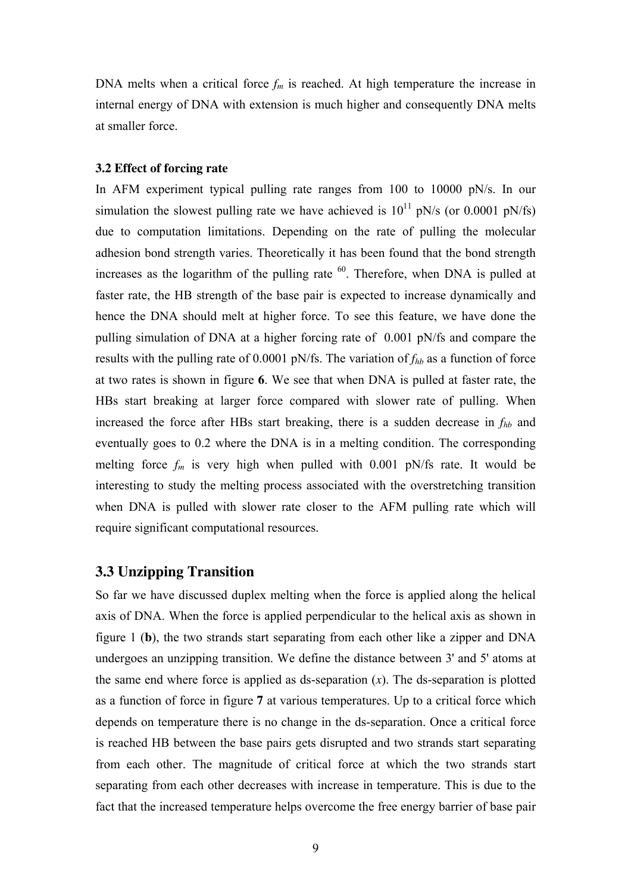DNA melts when a critical force $f_m$ is reached. At high temperature the increase in internal energy of DNA with extension is much higher and consequently DNA melts at smaller force.

### 3.2 Effect of forcing rate

In AFM experiment typical pulling rate ranges from 100 to 10000 pN/s. In our simulation the slowest pulling rate we have achieved is $10^{11}$ pN/s (or 0.0001 pN/fs) due to computation limitations. Depending on the rate of pulling the molecular adhesion bond strength varies. Theoretically it has been found that the bond strength increases as the logarithm of the pulling rate [60]. Therefore, when DNA is pulled at faster rate, the HB strength of the base pair is expected to increase dynamically and hence the DNA should melt at higher force. To see this feature, we have done the pulling simulation of DNA at a higher forcing rate of 0.001 pN/fs and compare the results with the pulling rate of 0.0001 pN/fs. The variation of $f_{hb}$ as a function of force at two rates is shown in figure **6**. We see that when DNA is pulled at faster rate, the HBs start breaking at larger force compared with slower rate of pulling. When increased the force after HBs start breaking, there is a sudden decrease in $f_{hb}$ and eventually goes to 0.2 where the DNA is in a melting condition. The corresponding melting force $f_m$ is very high when pulled with 0.001 pN/fs rate. It would be interesting to study the melting process associated with the overstretching transition when DNA is pulled with slower rate closer to the AFM pulling rate which will require significant computational resources.

## 3.3 Unzipping Transition

So far we have discussed duplex melting when the force is applied along the helical axis of DNA. When the force is applied perpendicular to the helical axis as shown in figure 1 (**b**), the two strands start separating from each other like a zipper and DNA undergoes an unzipping transition. We define the distance between 3' and 5' atoms at the same end where force is applied as ds-separation ($x$). The ds-separation is plotted as a function of force in figure **7** at various temperatures. Up to a critical force which depends on temperature there is no change in the ds-separation. Once a critical force is reached HB between the base pairs gets disrupted and two strands start separating from each other. The magnitude of critical force at which the two strands start separating from each other decreases with increase in temperature. This is due to the fact that the increased temperature helps overcome the free energy barrier of base pair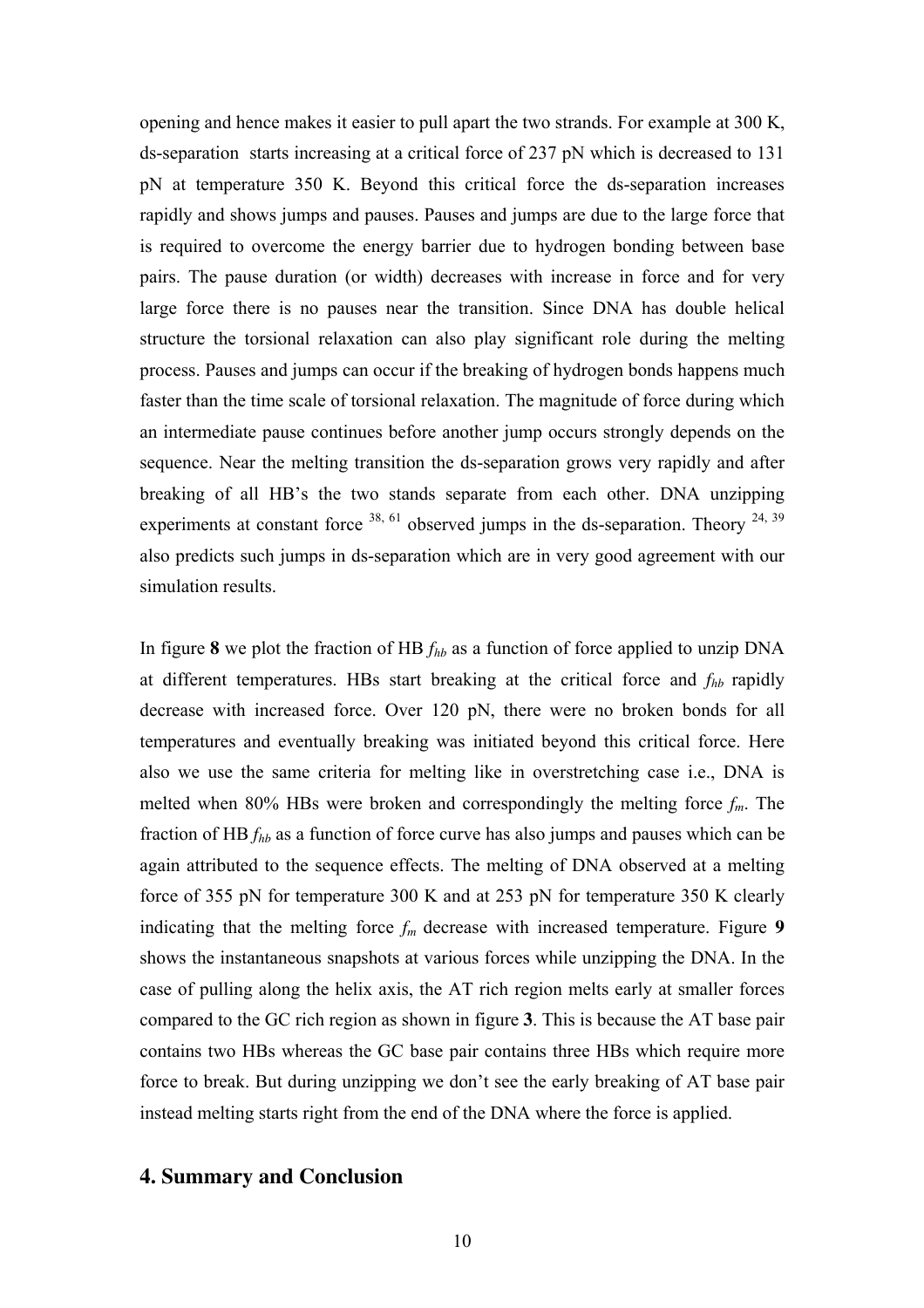opening and hence makes it easier to pull apart the two strands. For example at 300 K, ds-separation starts increasing at a critical force of 237 pN which is decreased to 131 pN at temperature 350 K. Beyond this critical force the ds-separation increases rapidly and shows jumps and pauses. Pauses and jumps are due to the large force that is required to overcome the energy barrier due to hydrogen bonding between base pairs. The pause duration (or width) decreases with increase in force and for very large force there is no pauses near the transition. Since DNA has double helical structure the torsional relaxation can also play significant role during the melting process. Pauses and jumps can occur if the breaking of hydrogen bonds happens much faster than the time scale of torsional relaxation. The magnitude of force during which an intermediate pause continues before another jump occurs strongly depends on the sequence. Near the melting transition the ds-separation grows very rapidly and after breaking of all HB's the two stands separate from each other. DNA unzipping experiments at constant force [38, 61] observed jumps in the ds-separation. Theory [24, 39] also predicts such jumps in ds-separation which are in very good agreement with our simulation results.

In figure **8** we plot the fraction of HB $f_{hb}$ as a function of force applied to unzip DNA at different temperatures. HBs start breaking at the critical force and $f_{hb}$ rapidly decrease with increased force. Over 120 pN, there were no broken bonds for all temperatures and eventually breaking was initiated beyond this critical force. Here also we use the same criteria for melting like in overstretching case i.e., DNA is melted when 80% HBs were broken and correspondingly the melting force $f_m$. The fraction of HB $f_{hb}$ as a function of force curve has also jumps and pauses which can be again attributed to the sequence effects. The melting of DNA observed at a melting force of 355 pN for temperature 300 K and at 253 pN for temperature 350 K clearly indicating that the melting force $f_m$ decrease with increased temperature. Figure **9** shows the instantaneous snapshots at various forces while unzipping the DNA. In the case of pulling along the helix axis, the AT rich region melts early at smaller forces compared to the GC rich region as shown in figure **3**. This is because the AT base pair contains two HBs whereas the GC base pair contains three HBs which require more force to break. But during unzipping we don't see the early breaking of AT base pair instead melting starts right from the end of the DNA where the force is applied.

## 4. Summary and Conclusion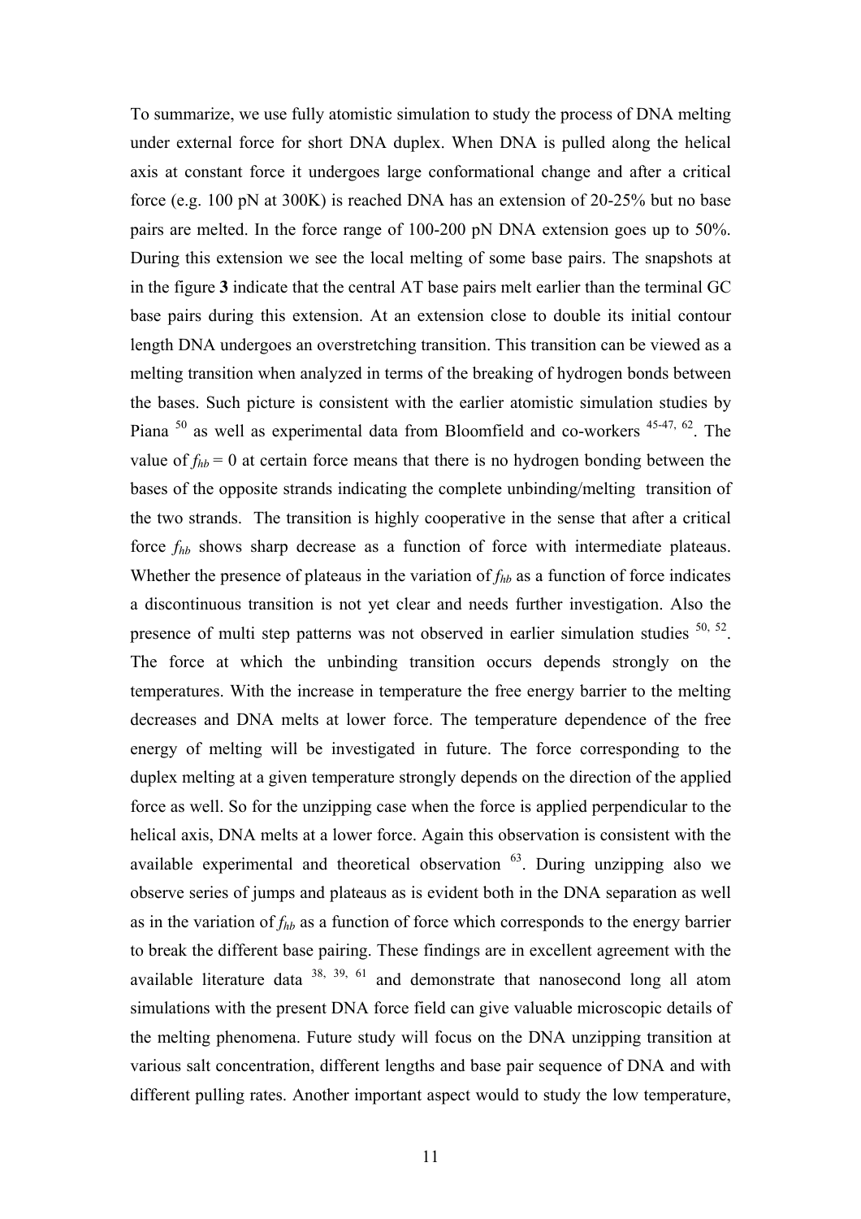To summarize, we use fully atomistic simulation to study the process of DNA melting under external force for short DNA duplex. When DNA is pulled along the helical axis at constant force it undergoes large conformational change and after a critical force (e.g. 100 pN at 300K) is reached DNA has an extension of 20-25% but no base pairs are melted. In the force range of 100-200 pN DNA extension goes up to 50%. During this extension we see the local melting of some base pairs. The snapshots at in the figure **3** indicate that the central AT base pairs melt earlier than the terminal GC base pairs during this extension. At an extension close to double its initial contour length DNA undergoes an overstretching transition. This transition can be viewed as a melting transition when analyzed in terms of the breaking of hydrogen bonds between the bases. Such picture is consistent with the earlier atomistic simulation studies by Piana [50] as well as experimental data from Bloomfield and co-workers [45-47, 62]. The value of $f_{hb} = 0$ at certain force means that there is no hydrogen bonding between the bases of the opposite strands indicating the complete unbinding/melting transition of the two strands. The transition is highly cooperative in the sense that after a critical force $f_{hb}$ shows sharp decrease as a function of force with intermediate plateaus. Whether the presence of plateaus in the variation of $f_{hb}$ as a function of force indicates a discontinuous transition is not yet clear and needs further investigation. Also the presence of multi step patterns was not observed in earlier simulation studies [50, 52]. The force at which the unbinding transition occurs depends strongly on the temperatures. With the increase in temperature the free energy barrier to the melting decreases and DNA melts at lower force. The temperature dependence of the free energy of melting will be investigated in future. The force corresponding to the duplex melting at a given temperature strongly depends on the direction of the applied force as well. So for the unzipping case when the force is applied perpendicular to the helical axis, DNA melts at a lower force. Again this observation is consistent with the available experimental and theoretical observation [63]. During unzipping also we observe series of jumps and plateaus as is evident both in the DNA separation as well as in the variation of $f_{hb}$ as a function of force which corresponds to the energy barrier to break the different base pairing. These findings are in excellent agreement with the available literature data [38, 39, 61] and demonstrate that nanosecond long all atom simulations with the present DNA force field can give valuable microscopic details of the melting phenomena. Future study will focus on the DNA unzipping transition at various salt concentration, different lengths and base pair sequence of DNA and with different pulling rates. Another important aspect would to study the low temperature,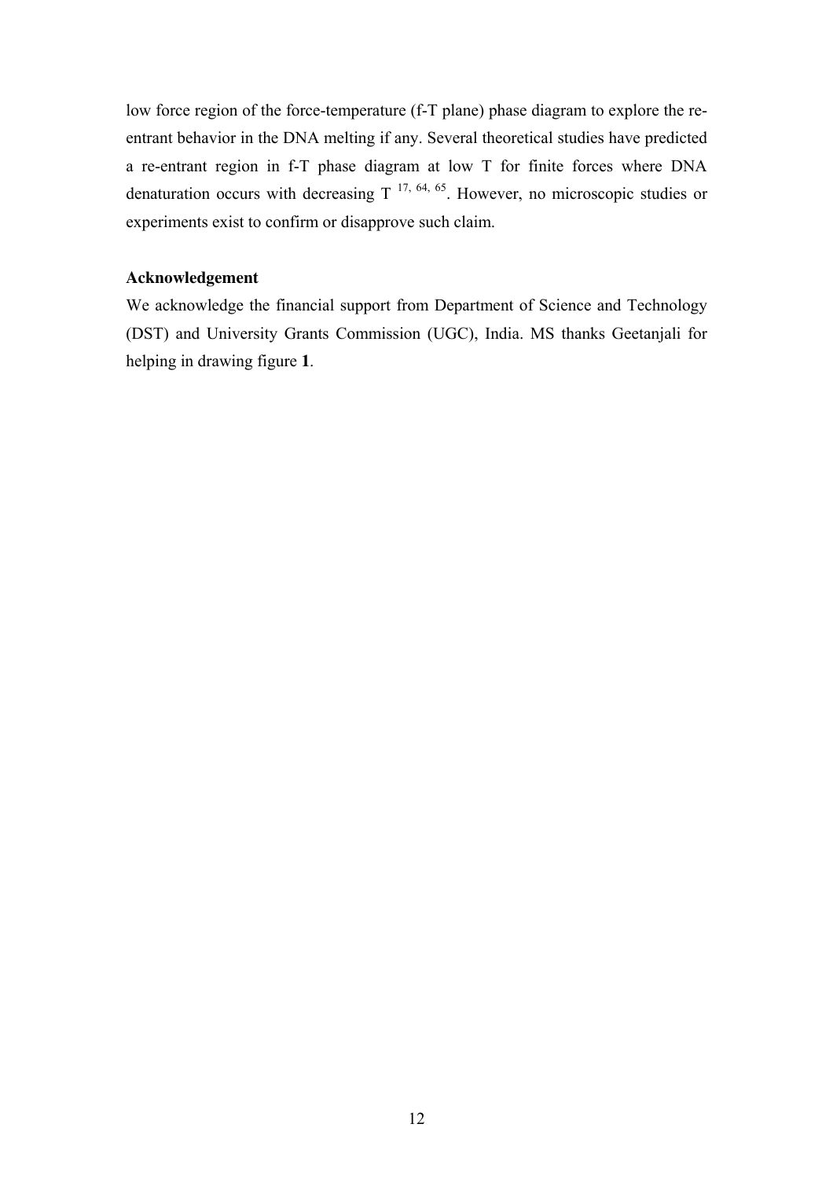low force region of the force-temperature (f-T plane) phase diagram to explore the re-entrant behavior in the DNA melting if any. Several theoretical studies have predicted a re-entrant region in f-T phase diagram at low T for finite forces where DNA denaturation occurs with decreasing T [17, 64, 65]. However, no microscopic studies or experiments exist to confirm or disapprove such claim.

**Acknowledgement**

We acknowledge the financial support from Department of Science and Technology (DST) and University Grants Commission (UGC), India. MS thanks Geetanjali for helping in drawing figure **1**.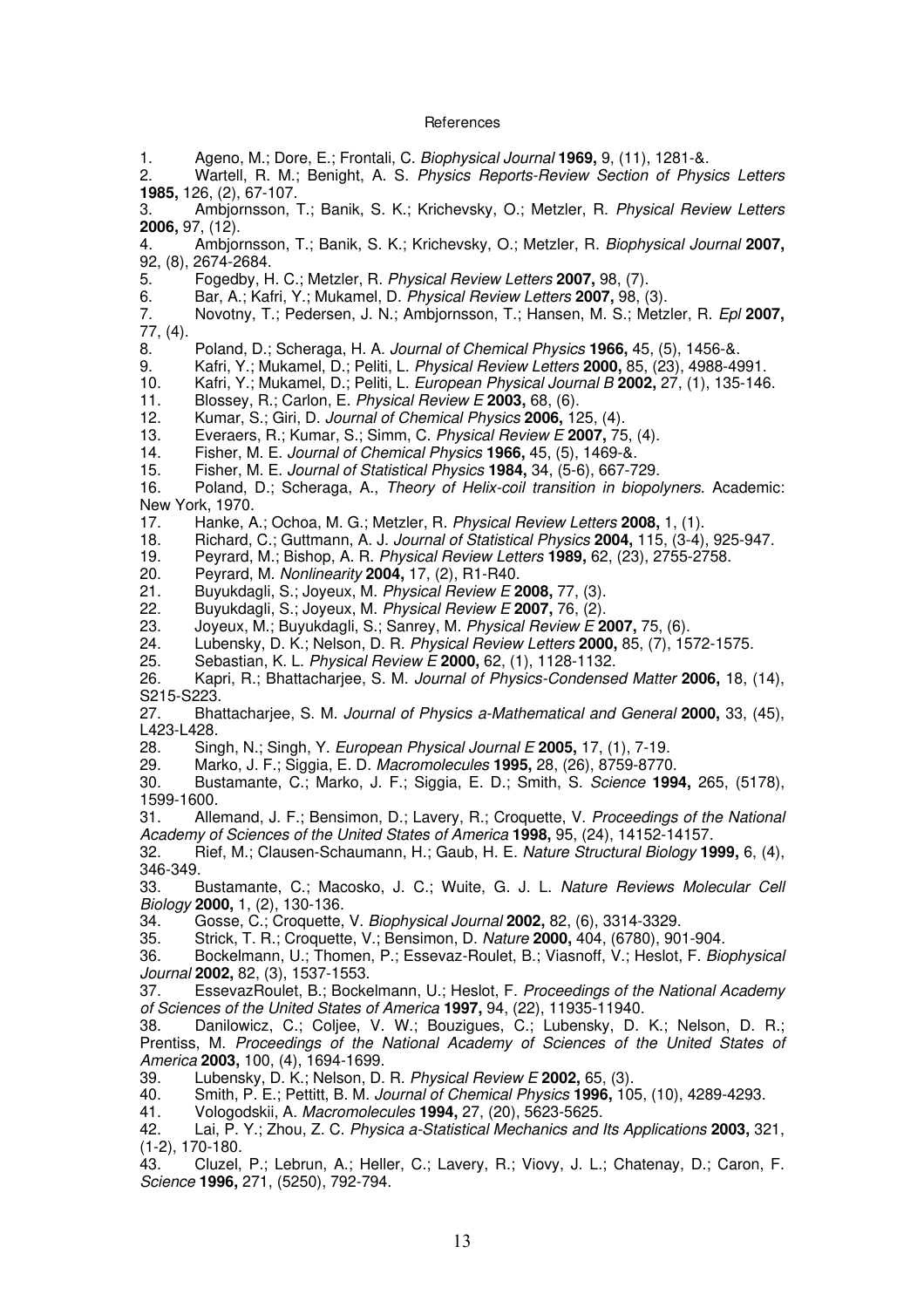# References

1. Ageno, M.; Dore, E.; Frontali, C. *Biophysical Journal* **1969,** 9, (11), 1281-&.
2. Wartell, R. M.; Benight, A. S. *Physics Reports-Review Section of Physics Letters* **1985,** 126, (2), 67-107.
3. Ambjornsson, T.; Banik, S. K.; Krichevsky, O.; Metzler, R. *Physical Review Letters* **2006,** 97, (12).
4. Ambjornsson, T.; Banik, S. K.; Krichevsky, O.; Metzler, R. *Biophysical Journal* **2007,** 92, (8), 2674-2684.
5. Fogedby, H. C.; Metzler, R. *Physical Review Letters* **2007,** 98, (7).
6. Bar, A.; Kafri, Y.; Mukamel, D. *Physical Review Letters* **2007,** 98, (3).
7. Novotny, T.; Pedersen, J. N.; Ambjornsson, T.; Hansen, M. S.; Metzler, R. *Epl* **2007,** 77, (4).
8. Poland, D.; Scheraga, H. A. *Journal of Chemical Physics* **1966,** 45, (5), 1456-&.
9. Kafri, Y.; Mukamel, D.; Peliti, L. *Physical Review Letters* **2000,** 85, (23), 4988-4991.
10. Kafri, Y.; Mukamel, D.; Peliti, L. *European Physical Journal B* **2002,** 27, (1), 135-146.
11. Blossey, R.; Carlon, E. *Physical Review E* **2003,** 68, (6).
12. Kumar, S.; Giri, D. *Journal of Chemical Physics* **2006,** 125, (4).
13. Everaers, R.; Kumar, S.; Simm, C. *Physical Review E* **2007,** 75, (4).
14. Fisher, M. E. *Journal of Chemical Physics* **1966,** 45, (5), 1469-&.
15. Fisher, M. E. *Journal of Statistical Physics* **1984,** 34, (5-6), 667-729.
16. Poland, D.; Scheraga, A., *Theory of Helix-coil transition in biopolyners.* Academic: New York, 1970.
17. Hanke, A.; Ochoa, M. G.; Metzler, R. *Physical Review Letters* **2008,** 1, (1).
18. Richard, C.; Guttmann, A. J. *Journal of Statistical Physics* **2004,** 115, (3-4), 925-947.
19. Peyrard, M.; Bishop, A. R. *Physical Review Letters* **1989,** 62, (23), 2755-2758.
20. Peyrard, M. *Nonlinearity* **2004,** 17, (2), R1-R40.
21. Buyukdagli, S.; Joyeux, M. *Physical Review E* **2008,** 77, (3).
22. Buyukdagli, S.; Joyeux, M. *Physical Review E* **2007,** 76, (2).
23. Joyeux, M.; Buyukdagli, S.; Sanrey, M. *Physical Review E* **2007,** 75, (6).
24. Lubensky, D. K.; Nelson, D. R. *Physical Review Letters* **2000,** 85, (7), 1572-1575.
25. Sebastian, K. L. *Physical Review E* **2000,** 62, (1), 1128-1132.
26. Kapri, R.; Bhattacharjee, S. M. *Journal of Physics-Condensed Matter* **2006,** 18, (14), S215-S223.
27. Bhattacharjee, S. M. *Journal of Physics a-Mathematical and General* **2000,** 33, (45), L423-L428.
28. Singh, N.; Singh, Y. *European Physical Journal E* **2005,** 17, (1), 7-19.
29. Marko, J. F.; Siggia, E. D. *Macromolecules* **1995,** 28, (26), 8759-8770.
30. Bustamante, C.; Marko, J. F.; Siggia, E. D.; Smith, S. *Science* **1994,** 265, (5178), 1599-1600.
31. Allemand, J. F.; Bensimon, D.; Lavery, R.; Croquette, V. *Proceedings of the National Academy of Sciences of the United States of America* **1998,** 95, (24), 14152-14157.
32. Rief, M.; Clausen-Schaumann, H.; Gaub, H. E. *Nature Structural Biology* **1999,** 6, (4), 346-349.
33. Bustamante, C.; Macosko, J. C.; Wuite, G. J. L. *Nature Reviews Molecular Cell Biology* **2000,** 1, (2), 130-136.
34. Gosse, C.; Croquette, V. *Biophysical Journal* **2002,** 82, (6), 3314-3329.
35. Strick, T. R.; Croquette, V.; Bensimon, D. *Nature* **2000,** 404, (6780), 901-904.
36. Bockelmann, U.; Thomen, P.; Essevaz-Roulet, B.; Viasnoff, V.; Heslot, F. *Biophysical Journal* **2002,** 82, (3), 1537-1553.
37. EssevazRoulet, B.; Bockelmann, U.; Heslot, F. *Proceedings of the National Academy of Sciences of the United States of America* **1997,** 94, (22), 11935-11940.
38. Danilowicz, C.; Coljee, V. W.; Bouzigues, C.; Lubensky, D. K.; Nelson, D. R.; Prentiss, M. *Proceedings of the National Academy of Sciences of the United States of America* **2003,** 100, (4), 1694-1699.
39. Lubensky, D. K.; Nelson, D. R. *Physical Review E* **2002,** 65, (3).
40. Smith, P. E.; Pettitt, B. M. *Journal of Chemical Physics* **1996,** 105, (10), 4289-4293.
41. Vologodskii, A. *Macromolecules* **1994,** 27, (20), 5623-5625.
42. Lai, P. Y.; Zhou, Z. C. *Physica a-Statistical Mechanics and Its Applications* **2003,** 321, (1-2), 170-180.
43. Cluzel, P.; Lebrun, A.; Heller, C.; Lavery, R.; Viovy, J. L.; Chatenay, D.; Caron, F. *Science* **1996,** 271, (5250), 792-794.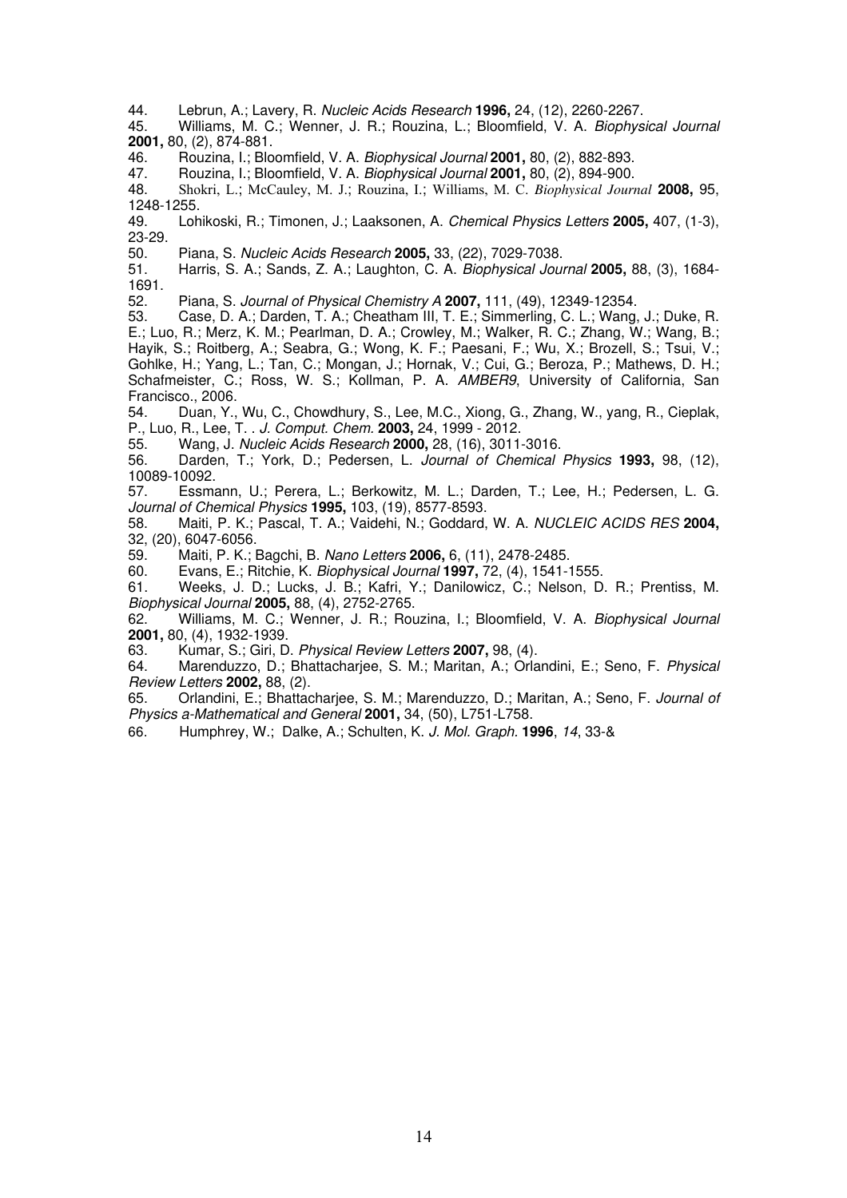44. Lebrun, A.; Lavery, R. *Nucleic Acids Research* **1996,** 24, (12), 2260-2267.

45. Williams, M. C.; Wenner, J. R.; Rouzina, L.; Bloomfield, V. A. *Biophysical Journal* **2001,** 80, (2), 874-881.

46. Rouzina, I.; Bloomfield, V. A. *Biophysical Journal* **2001,** 80, (2), 882-893.

47. Rouzina, I.; Bloomfield, V. A. *Biophysical Journal* **2001,** 80, (2), 894-900.

48. Shokri, L.; McCauley, M. J.; Rouzina, I.; Williams, M. C. *Biophysical Journal* **2008,** 95, 1248-1255.

49. Lohikoski, R.; Timonen, J.; Laaksonen, A. *Chemical Physics Letters* **2005,** 407, (1-3), 23-29.

50. Piana, S. *Nucleic Acids Research* **2005,** 33, (22), 7029-7038.

51. Harris, S. A.; Sands, Z. A.; Laughton, C. A. *Biophysical Journal* **2005,** 88, (3), 1684-1691.

52. Piana, S. *Journal of Physical Chemistry A* **2007,** 111, (49), 12349-12354.

53. Case, D. A.; Darden, T. A.; Cheatham III, T. E.; Simmerling, C. L.; Wang, J.; Duke, R. E.; Luo, R.; Merz, K. M.; Pearlman, D. A.; Crowley, M.; Walker, R. C.; Zhang, W.; Wang, B.; Hayik, S.; Roitberg, A.; Seabra, G.; Wong, K. F.; Paesani, F.; Wu, X.; Brozell, S.; Tsui, V.; Gohlke, H.; Yang, L.; Tan, C.; Mongan, J.; Hornak, V.; Cui, G.; Beroza, P.; Mathews, D. H.; Schafmeister, C.; Ross, W. S.; Kollman, P. A. *AMBER9*, University of California, San Francisco., 2006.

54. Duan, Y., Wu, C., Chowdhury, S., Lee, M.C., Xiong, G., Zhang, W., yang, R., Cieplak, P., Luo, R., Lee, T. . *J. Comput. Chem.* **2003,** 24, 1999 - 2012.

55. Wang, J. *Nucleic Acids Research* **2000,** 28, (16), 3011-3016.

56. Darden, T.; York, D.; Pedersen, L. *Journal of Chemical Physics* **1993,** 98, (12), 10089-10092.

57. Essmann, U.; Perera, L.; Berkowitz, M. L.; Darden, T.; Lee, H.; Pedersen, L. G. *Journal of Chemical Physics* **1995,** 103, (19), 8577-8593.

58. Maiti, P. K.; Pascal, T. A.; Vaidehi, N.; Goddard, W. A. *NUCLEIC ACIDS RES* **2004,** 32, (20), 6047-6056.

59. Maiti, P. K.; Bagchi, B. *Nano Letters* **2006,** 6, (11), 2478-2485.

60. Evans, E.; Ritchie, K. *Biophysical Journal* **1997,** 72, (4), 1541-1555.

61. Weeks, J. D.; Lucks, J. B.; Kafri, Y.; Danilowicz, C.; Nelson, D. R.; Prentiss, M. *Biophysical Journal* **2005,** 88, (4), 2752-2765.

62. Williams, M. C.; Wenner, J. R.; Rouzina, I.; Bloomfield, V. A. *Biophysical Journal* **2001,** 80, (4), 1932-1939.

63. Kumar, S.; Giri, D. *Physical Review Letters* **2007,** 98, (4).

64. Marenduzzo, D.; Bhattacharjee, S. M.; Maritan, A.; Orlandini, E.; Seno, F. *Physical Review Letters* **2002,** 88, (2).

65. Orlandini, E.; Bhattacharjee, S. M.; Marenduzzo, D.; Maritan, A.; Seno, F. *Journal of Physics a-Mathematical and General* **2001,** 34, (50), L751-L758.

66. Humphrey, W.; Dalke, A.; Schulten, K. *J. Mol. Graph.* **1996**, *14*, 33-&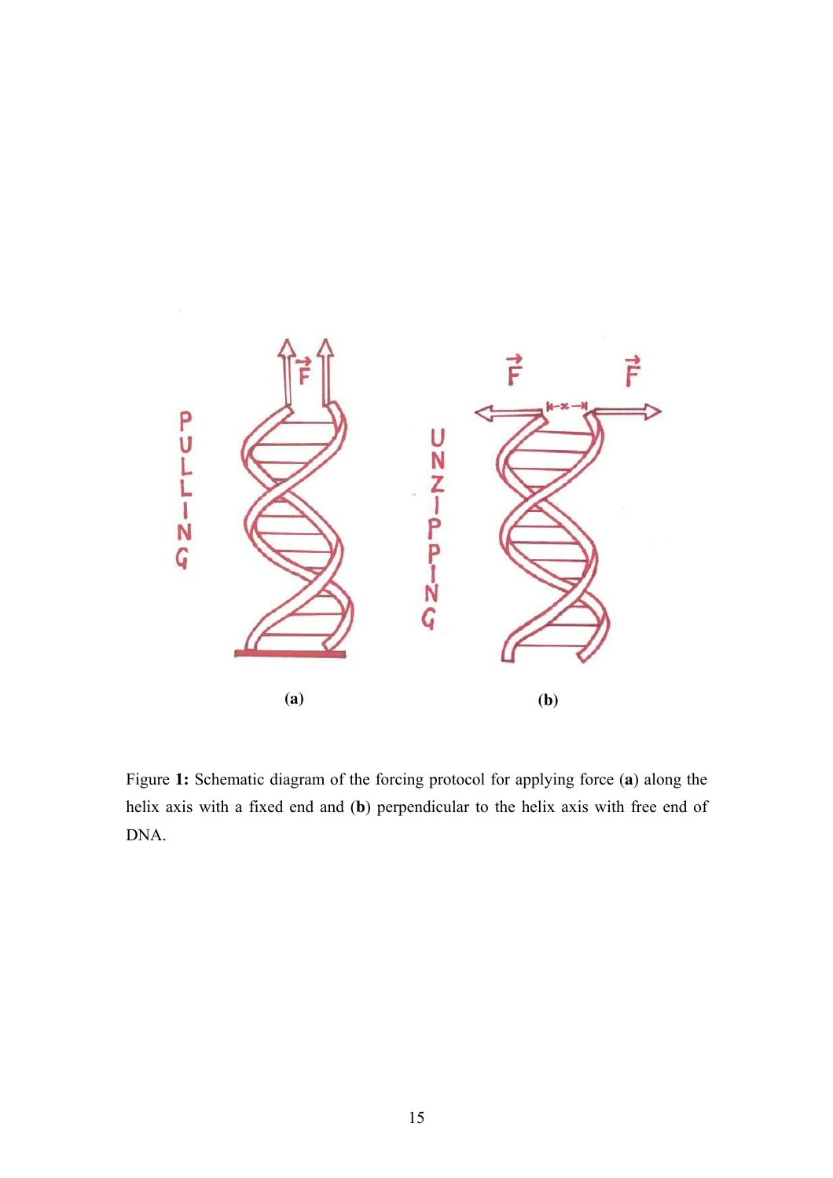PULLING

$\vec{F}$

(a)

UNZIPPING

$\vec{F}$ $\vec{F}$

$x$

(b)

Figure **1:** Schematic diagram of the forcing protocol for applying force (**a**) along the helix axis with a fixed end and (**b**) perpendicular to the helix axis with free end of DNA.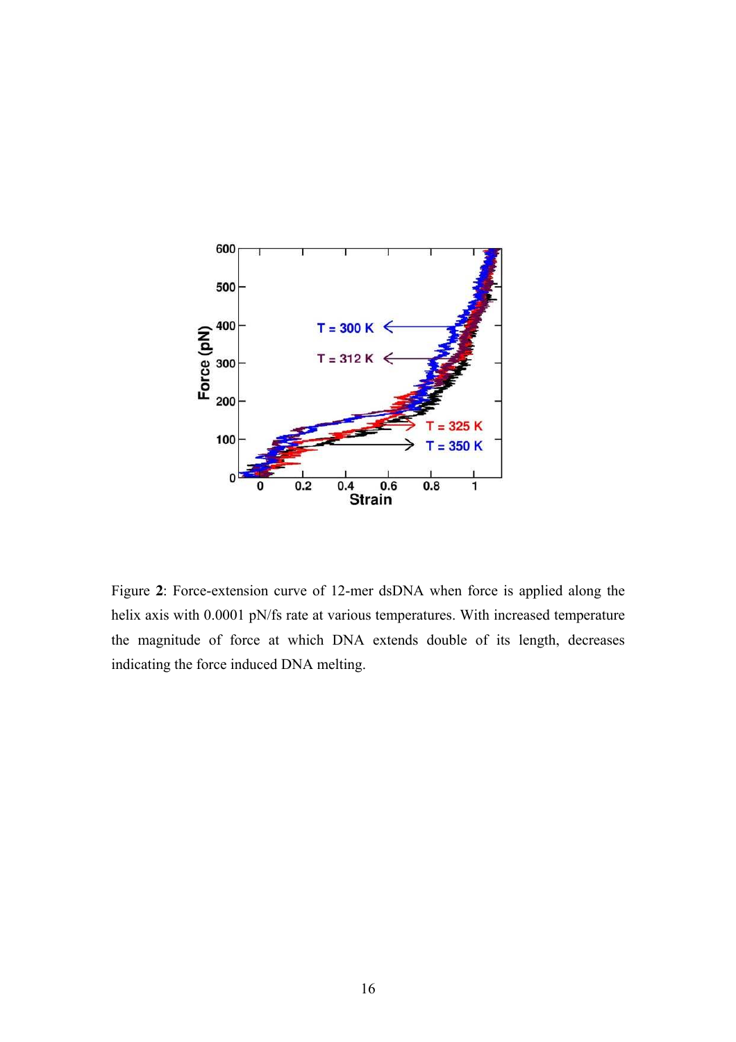Force (pN)

600
500
400
300
200
100
0

0
0.2
0.4
0.6
0.8
1

Strain

T = 300 K
T = 312 K
T = 325 K
T = 350 K

Figure **2**: Force-extension curve of 12-mer dsDNA when force is applied along the helix axis with 0.0001 pN/fs rate at various temperatures. With increased temperature the magnitude of force at which DNA extends double of its length, decreases indicating the force induced DNA melting.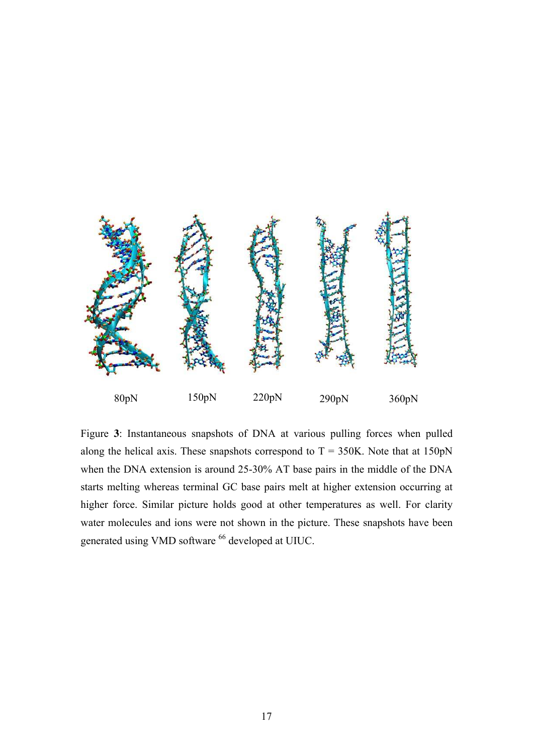80pN 150pN 220pN 290pN 360pN

Figure **3**: Instantaneous snapshots of DNA at various pulling forces when pulled along the helical axis. These snapshots correspond to T = 350K. Note that at 150pN when the DNA extension is around 25-30% AT base pairs in the middle of the DNA starts melting whereas terminal GC base pairs melt at higher extension occurring at higher force. Similar picture holds good at other temperatures as well. For clarity water molecules and ions were not shown in the picture. These snapshots have been generated using VMD software [66] developed at UIUC.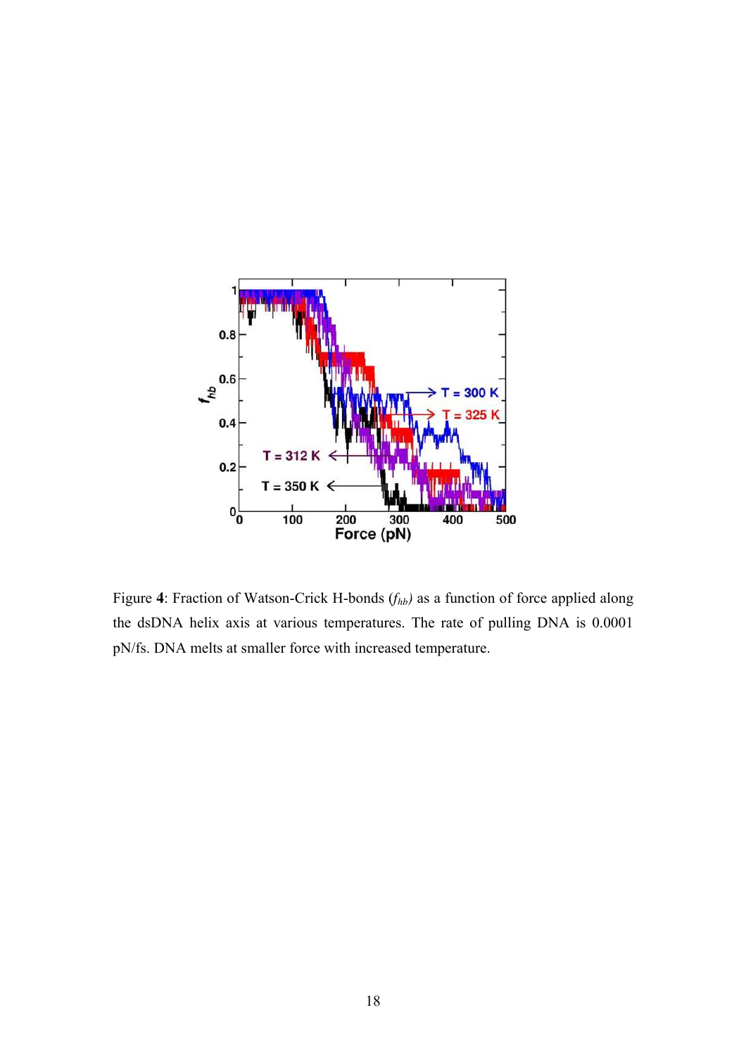$f_{hb}$

1

0.8

0.6

0.4

0.2

0

0

100

200

300

400

500

Force (pN)

T = 300 K

T = 325 K

T = 312 K

T = 350 K

Figure **4**: Fraction of Watson-Crick H-bonds ($f_{hb}$) as a function of force applied along the dsDNA helix axis at various temperatures. The rate of pulling DNA is 0.0001 pN/fs. DNA melts at smaller force with increased temperature.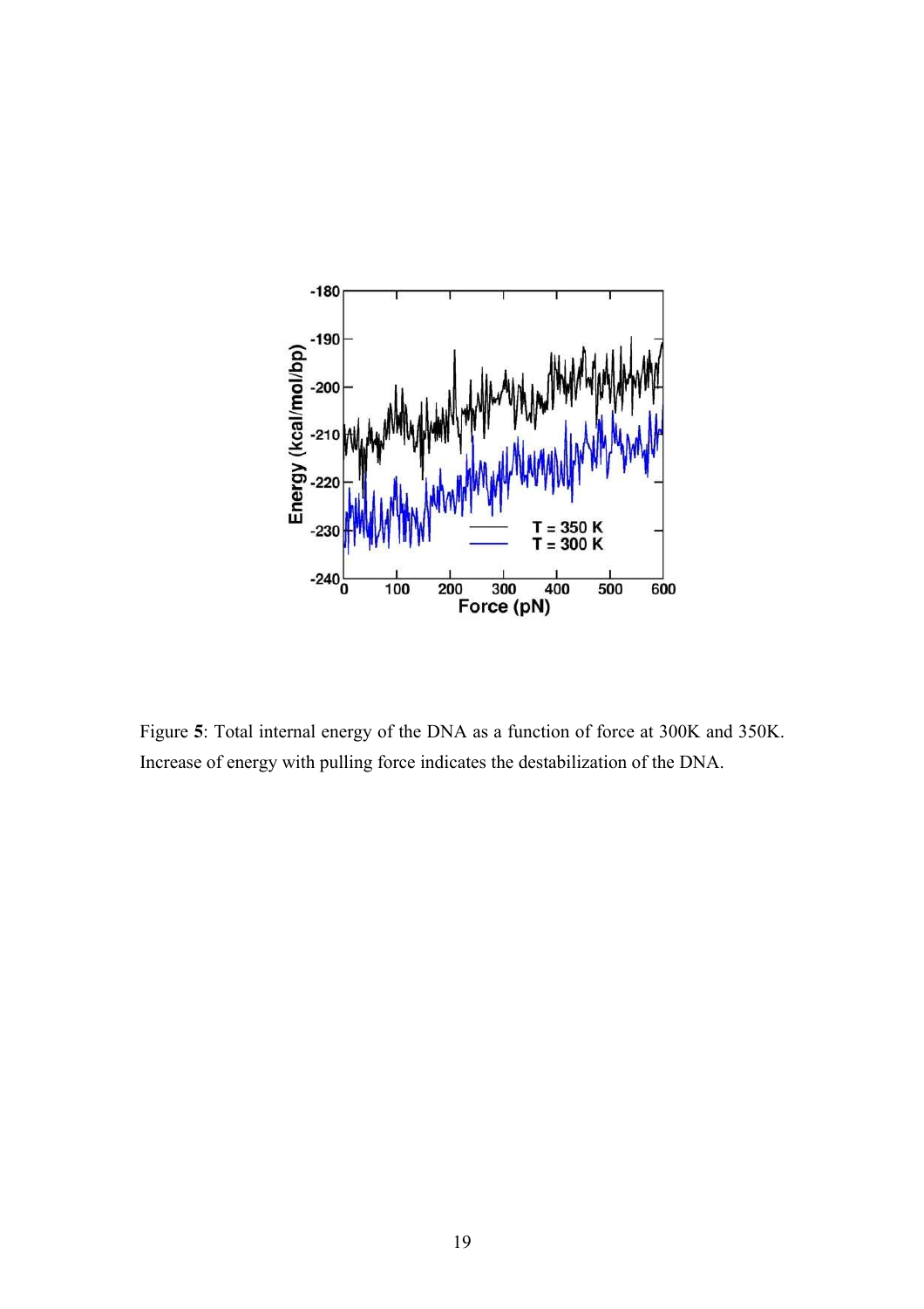Figure **5**: Total internal energy of the DNA as a function of force at 300K and 350K. Increase of energy with pulling force indicates the destabilization of the DNA.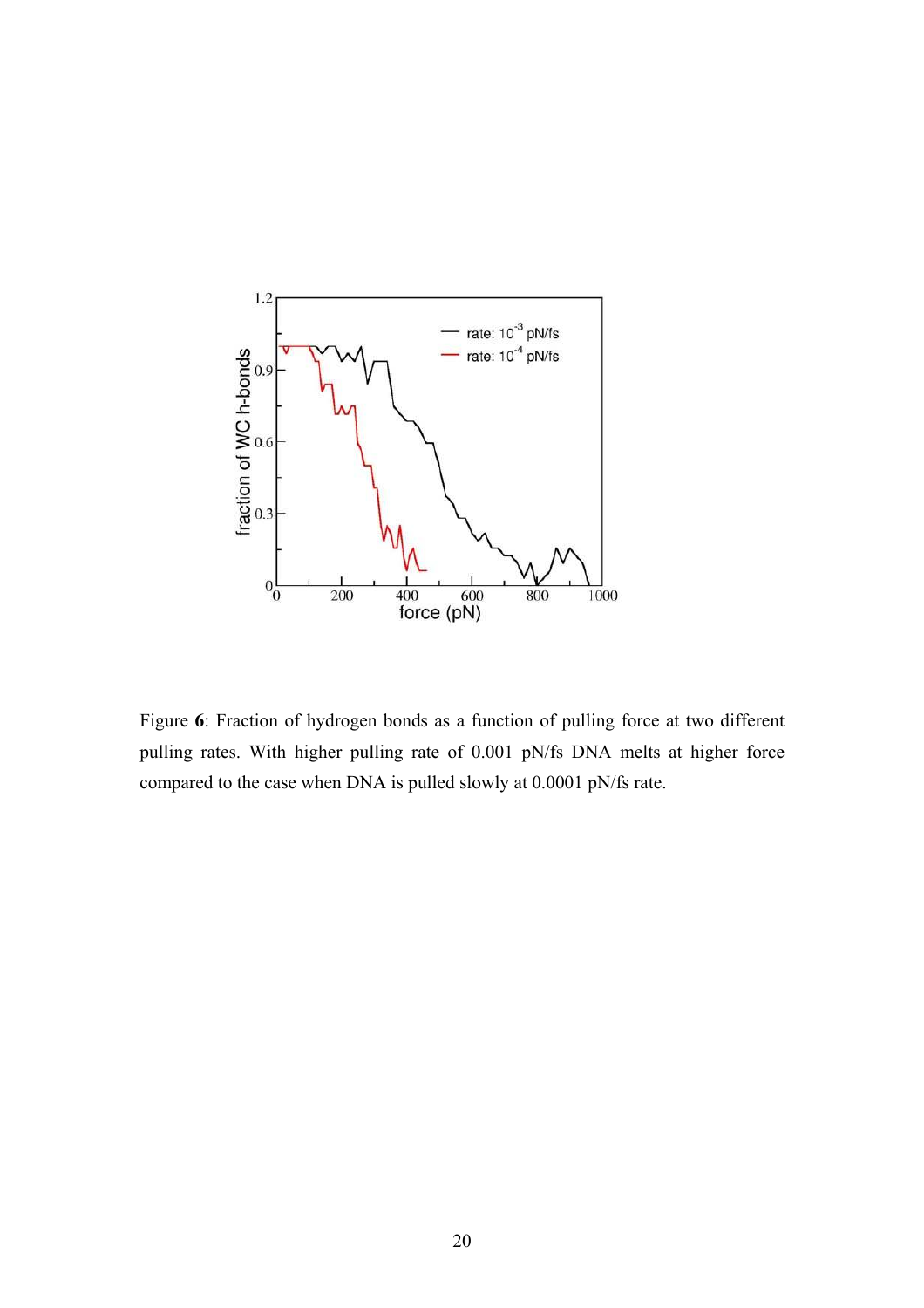fraction of WC h-bonds

1.2

0.9

0.6

0.3

0

0

200

400

600

800

1000

force (pN)

rate: $10^{-3}$ pN/fs

rate: $10^{-4}$ pN/fs

Figure **6**: Fraction of hydrogen bonds as a function of pulling force at two different pulling rates. With higher pulling rate of 0.001 pN/fs DNA melts at higher force compared to the case when DNA is pulled slowly at 0.0001 pN/fs rate.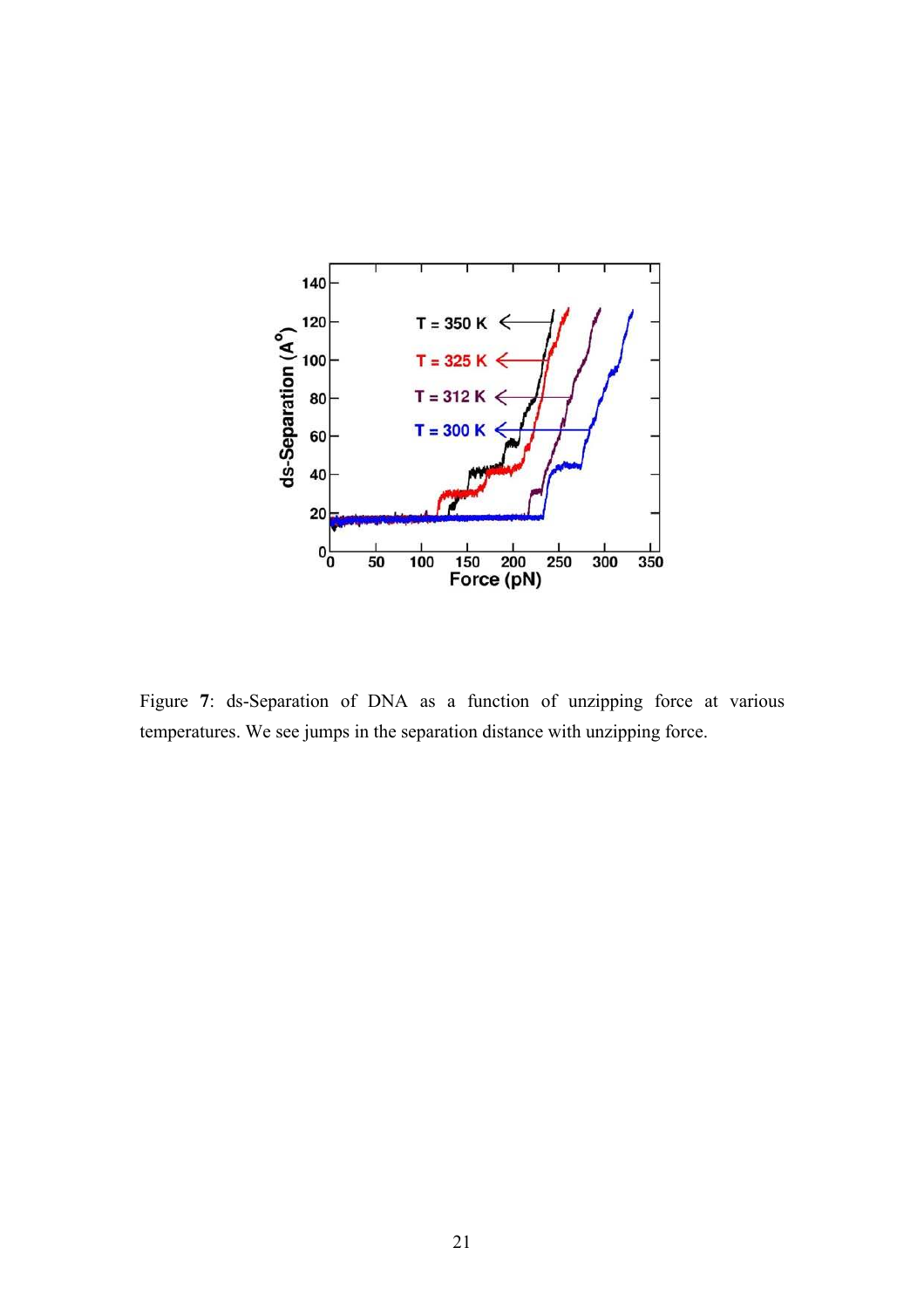ds-Separation (A°)

140

120

100

80

60

40

20

0

0 50 100 150 200 250 300 350

Force (pN)

T = 350 K

T = 325 K

T = 312 K

T = 300 K

Figure **7**: ds-Separation of DNA as a function of unzipping force at various temperatures. We see jumps in the separation distance with unzipping force.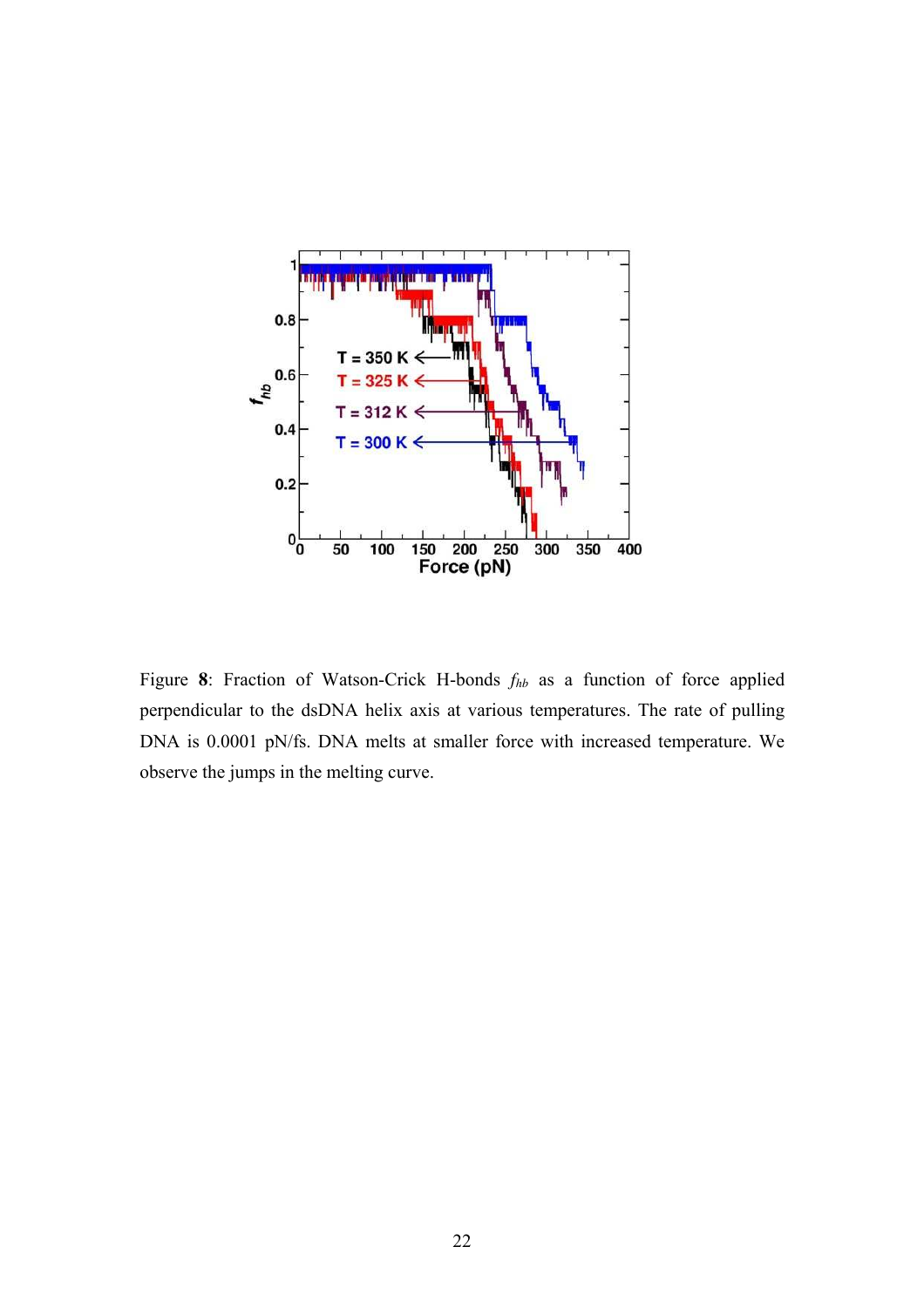$f_{hb}$

1

0.8

0.6

0.4

0.2

0

T = 350 K

T = 325 K

T = 312 K

T = 300 K

0 50 100 150 200 250 300 350 400

Force (pN)

Figure **8**: Fraction of Watson-Crick H-bonds $f_{hb}$ as a function of force applied perpendicular to the dsDNA helix axis at various temperatures. The rate of pulling DNA is 0.0001 pN/fs. DNA melts at smaller force with increased temperature. We observe the jumps in the melting curve.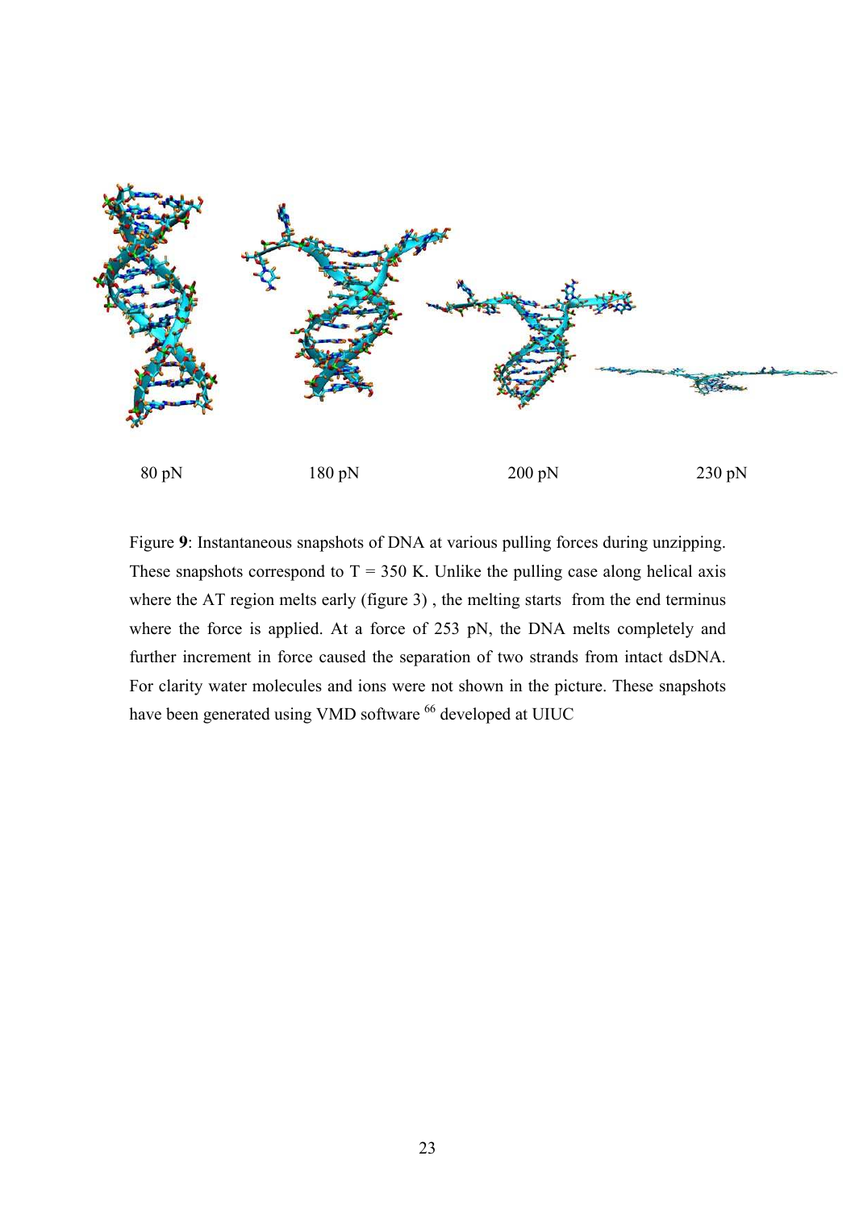80 pN

180 pN

200 pN

230 pN

Figure **9**: Instantaneous snapshots of DNA at various pulling forces during unzipping. These snapshots correspond to T = 350 K. Unlike the pulling case along helical axis where the AT region melts early (figure 3) , the melting starts from the end terminus where the force is applied. At a force of 253 pN, the DNA melts completely and further increment in force caused the separation of two strands from intact dsDNA. For clarity water molecules and ions were not shown in the picture. These snapshots have been generated using VMD software [66] developed at UIUC